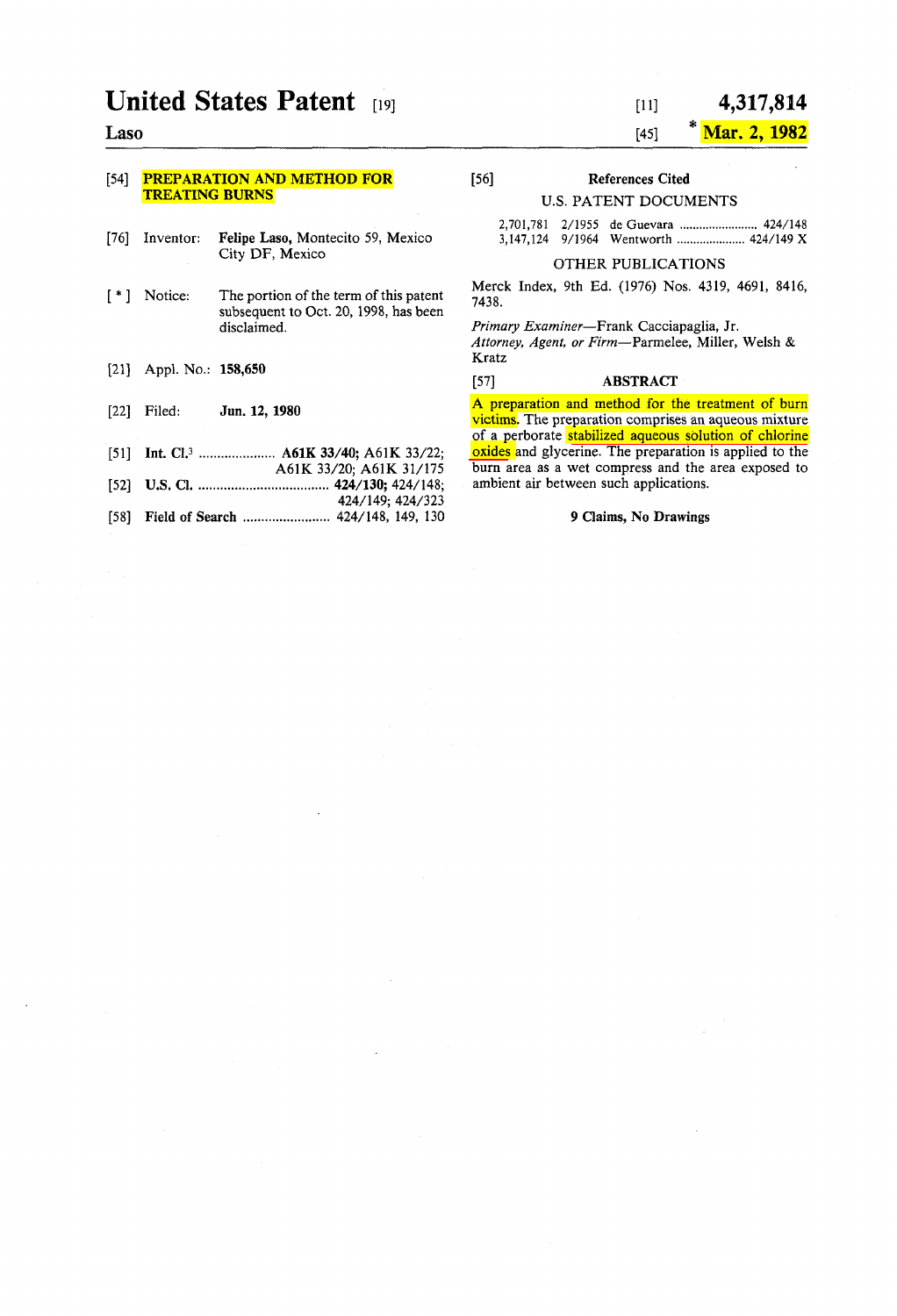# United States Patent [19]

**Laso**

[11] **4,317,814**

[45] * **Mar. 2, 1982**

[54] **PREPARATION AND METHOD FOR TREATING BURNS**

[76] Inventor: **Felipe Laso,** Montecito 59, Mexico City DF, Mexico

[ * ] Notice: The portion of the term of this patent subsequent to Oct. 20, 1998, has been disclaimed.

[21] Appl. No.: **158,650**

[22] Filed: **Jun. 12, 1980**

[51] **Int. Cl.**[3] .................... **A61K 33/40;** A61K 33/22; A61K 33/20; A61K 31/175

[52] **U.S. Cl.** .................................... **424/130;** 424/148; 424/149; 424/323

[58] **Field of Search** ........................ 424/148, 149, 130

[56] **References Cited**

U.S. PATENT DOCUMENTS

| | | | |
|---|---|---|---|
| 2,701,781 | 2/1955 | de Guevara | 424/148 |
| 3,147,124 | 9/1964 | Wentworth | 424/149 X |

OTHER PUBLICATIONS

Merck Index, 9th Ed. (1976) Nos. 4319, 4691, 8416, 7438.

*Primary Examiner*—Frank Cacciapaglia, Jr.

*Attorney, Agent, or Firm*—Parmelee, Miller, Welsh & Kratz

[57] **ABSTRACT**

A preparation and method for the treatment of burn victims. The preparation comprises an aqueous mixture of a perborate stabilized aqueous solution of chlorine oxides and glycerine. The preparation is applied to the burn area as a wet compress and the area exposed to ambient air between such applications.

**9 Claims, No Drawings**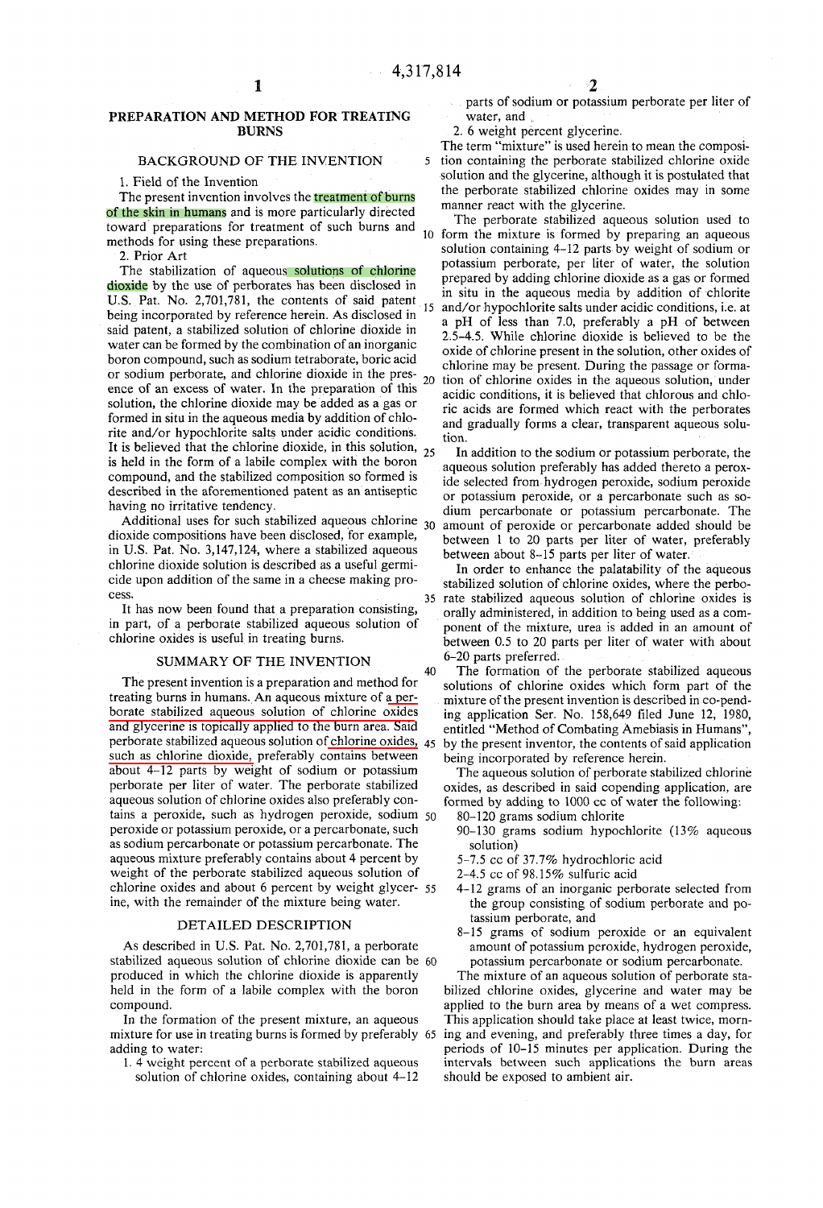# PREPARATION AND METHOD FOR TREATING BURNS

## BACKGROUND OF THE INVENTION

1. Field of the Invention

The present invention involves the treatment of burns of the skin in humans and is more particularly directed toward preparations for treatment of such burns and methods for using these preparations.

2. Prior Art

The stabilization of aqueous solutions of chlorine dioxide by the use of perborates has been disclosed in U.S. Pat. No. 2,701,781, the contents of said patent being incorporated by reference herein. As disclosed in said patent, a stabilized solution of chlorine dioxide in water can be formed by the combination of an inorganic boron compound, such as sodium tetraborate, boric acid or sodium perborate, and chlorine dioxide in the presence of an excess of water. In the preparation of this solution, the chlorine dioxide may be added as a gas or formed in situ in the aqueous media by addition of chlorite and/or hypochlorite salts under acidic conditions. It is believed that the chlorine dioxide, in this solution, is held in the form of a labile complex with the boron compound, and the stabilized composition so formed is described in the aforementioned patent as an antiseptic having no irritative tendency.

Additional uses for such stabilized aqueous chlorine dioxide compositions have been disclosed, for example, in U.S. Pat. No. 3,147,124, where a stabilized aqueous chlorine dioxide solution is described as a useful germicide upon addition of the same in a cheese making process.

It has now been found that a preparation consisting, in part, of a perborate stabilized aqueous solution of chlorine oxides is useful in treating burns.

## SUMMARY OF THE INVENTION

The present invention is a preparation and method for treating burns in humans. An aqueous mixture of a perborate stabilized aqueous solution of chlorine oxides and glycerine is topically applied to the burn area. Said perborate stabilized aqueous solution of chlorine oxides, such as chlorine dioxide, preferably contains between about 4-12 parts by weight of sodium or potassium perborate per liter of water. The perborate stabilized aqueous solution of chlorine oxides also preferably contains a peroxide, such as hydrogen peroxide, sodium peroxide or potassium peroxide, or a percarbonate, such as sodium percarbonate or potassium percarbonate. The aqueous mixture preferably contains about 4 percent by weight of the perborate stabilized aqueous solution of chlorine oxides and about 6 percent by weight glycerine, with the remainder of the mixture being water.

## DETAILED DESCRIPTION

As described in U.S. Pat. No. 2,701,781, a perborate stabilized aqueous solution of chlorine dioxide can be produced in which the chlorine dioxide is apparently held in the form of a labile complex with the boron compound.

In the formation of the present mixture, an aqueous mixture for use in treating burns is formed by preferably adding to water:

1. 4 weight percent of a perborate stabilized aqueous solution of chlorine oxides, containing about 4-12 parts of sodium or potassium perborate per liter of water, and
2. 6 weight percent glycerine.

The term "mixture" is used herein to mean the composition containing the perborate stabilized chlorine oxide solution and the glycerine, although it is postulated that the perborate stabilized chlorine oxides may in some manner react with the glycerine.

The perborate stabilized aqueous solution used to form the mixture is formed by preparing an aqueous solution containing 4-12 parts by weight of sodium or potassium perborate, per liter of water, the solution prepared by adding chlorine dioxide as a gas or formed in situ in the aqueous media by addition of chlorite and/or hypochlorite salts under acidic conditions, i.e. at a pH of less than 7.0, preferably a pH of between 2.5-4.5. While chlorine dioxide is believed to be the oxide of chlorine present in the solution, other oxides of chlorine may be present. During the passage or formation of chlorine oxides in the aqueous solution, under acidic conditions, it is believed that chlorous and chloric acids are formed which react with the perborates and gradually forms a clear, transparent aqueous solution.

In addition to the sodium or potassium perborate, the aqueous solution preferably has added thereto a peroxide selected from hydrogen peroxide, sodium peroxide or potassium peroxide, or a percarbonate such as sodium percarbonate or potassium percarbonate. The amount of peroxide or percarbonate added should be between 1 to 20 parts per liter of water, preferably between about 8-15 parts per liter of water.

In order to enhance the palatability of the aqueous stabilized solution of chlorine oxides, where the perborate stabilized aqueous solution of chlorine oxides is orally administered, in addition to being used as a component of the mixture, urea is added in an amount of between 0.5 to 20 parts per liter of water with about 6-20 parts preferred.

The formation of the perborate stabilized aqueous solutions of chlorine oxides which form part of the mixture of the present invention is described in co-pending application Ser. No. 158,649 filed June 12, 1980, entitled "Method of Combating Amebiasis in Humans", by the present inventor, the contents of said application being incorporated by reference herein.

The aqueous solution of perborate stabilized chlorine oxides, as described in said copending application, are formed by adding to 1000 cc of water the following:

- 80-120 grams sodium chlorite
- 90-130 grams sodium hypochlorite (13% aqueous solution)
- 5-7.5 cc of 37.7% hydrochloric acid
- 2-4.5 cc of 98.15% sulfuric acid
- 4-12 grams of an inorganic perborate selected from the group consisting of sodium perborate and potassium perborate, and
- 8-15 grams of sodium peroxide or an equivalent amount of potassium peroxide, hydrogen peroxide, potassium percarbonate or sodium percarbonate.

The mixture of an aqueous solution of perborate stabilized chlorine oxides, glycerine and water may be applied to the burn area by means of a wet compress. This application should take place at least twice, morning and evening, and preferably three times a day, for periods of 10-15 minutes per application. During the intervals between such applications the burn areas should be exposed to ambient air.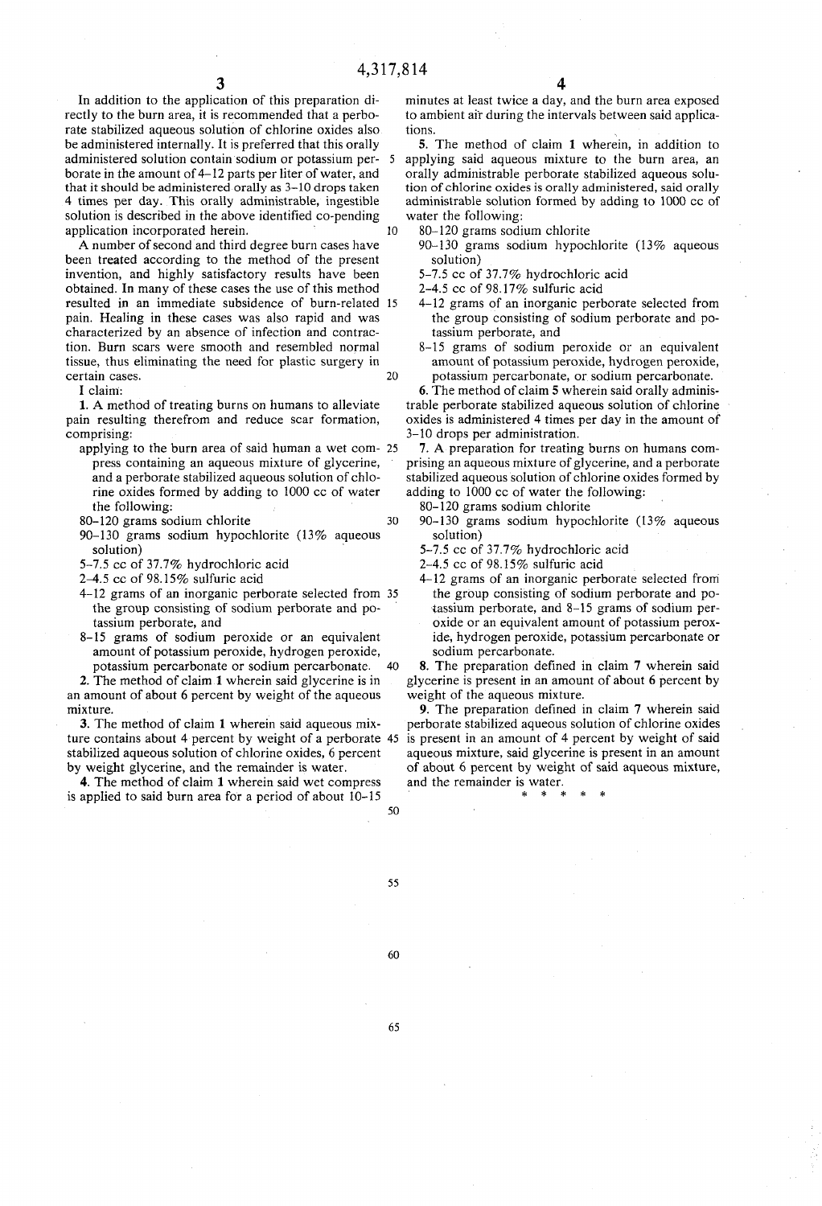In addition to the application of this preparation directly to the burn area, it is recommended that a perborate stabilized aqueous solution of chlorine oxides also be administered internally. It is preferred that this orally administered solution contain sodium or potassium perborate in the amount of 4–12 parts per liter of water, and that it should be administered orally as 3–10 drops taken 4 times per day. This orally administrable, ingestible solution is described in the above identified co-pending application incorporated herein.

A number of second and third degree burn cases have been treated according to the method of the present invention, and highly satisfactory results have been obtained. In many of these cases the use of this method resulted in an immediate subsidence of burn-related pain. Healing in these cases was also rapid and was characterized by an absence of infection and contraction. Burn scars were smooth and resembled normal tissue, thus eliminating the need for plastic surgery in certain cases.

I claim:

**1.** A method of treating burns on humans to alleviate pain resulting therefrom and reduce scar formation, comprising:

applying to the burn area of said human a wet compress containing an aqueous mixture of glycerine, and a perborate stabilized aqueous solution of chlorine oxides formed by adding to 1000 cc of water the following:

80–120 grams sodium chlorite

90–130 grams sodium hypochlorite (13% aqueous solution)

5–7.5 cc of 37.7% hydrochloric acid

2–4.5 cc of 98.15% sulfuric acid

4–12 grams of an inorganic perborate selected from the group consisting of sodium perborate and potassium perborate, and

8–15 grams of sodium peroxide or an equivalent amount of potassium peroxide, hydrogen peroxide, potassium percarbonate or sodium percarbonate.

**2.** The method of claim **1** wherein said glycerine is in an amount of about 6 percent by weight of the aqueous mixture.

**3.** The method of claim **1** wherein said aqueous mixture contains about 4 percent by weight of a perborate stabilized aqueous solution of chlorine oxides, 6 percent by weight glycerine, and the remainder is water.

**4.** The method of claim **1** wherein said wet compress is applied to said burn area for a period of about 10–15 minutes at least twice a day, and the burn area exposed to ambient air during the intervals between said applications.

**5.** The method of claim **1** wherein, in addition to applying said aqueous mixture to the burn area, an orally administrable perborate stabilized aqueous solution of chlorine oxides is orally administered, said orally administrable solution formed by adding to 1000 cc of water the following:

80–120 grams sodium chlorite

90–130 grams sodium hypochlorite (13% aqueous solution)

5–7.5 cc of 37.7% hydrochloric acid

2–4.5 cc of 98.17% sulfuric acid

4–12 grams of an inorganic perborate selected from the group consisting of sodium perborate and potassium perborate, and

8–15 grams of sodium peroxide or an equivalent amount of potassium peroxide, hydrogen peroxide, potassium percarbonate, or sodium percarbonate.

**6.** The method of claim **5** wherein said orally administrable perborate stabilized aqueous solution of chlorine oxides is administered 4 times per day in the amount of 3–10 drops per administration.

**7.** A preparation for treating burns on humans comprising an aqueous mixture of glycerine, and a perborate stabilized aqueous solution of chlorine oxides formed by adding to 1000 cc of water the following:

80–120 grams sodium chlorite

90–130 grams sodium hypochlorite (13% aqueous solution)

5–7.5 cc of 37.7% hydrochloric acid

2–4.5 cc of 98.15% sulfuric acid

4–12 grams of an inorganic perborate selected from the group consisting of sodium perborate and potassium perborate, and 8–15 grams of sodium peroxide or an equivalent amount of potassium peroxide, hydrogen peroxide, potassium percarbonate or sodium percarbonate.

**8.** The preparation defined in claim **7** wherein said glycerine is present in an amount of about 6 percent by weight of the aqueous mixture.

**9.** The preparation defined in claim **7** wherein said perborate stabilized aqueous solution of chlorine oxides is present in an amount of 4 percent by weight of said aqueous mixture, said glycerine is present in an amount of about 6 percent by weight of said aqueous mixture, and the remainder is water.

* * * * *